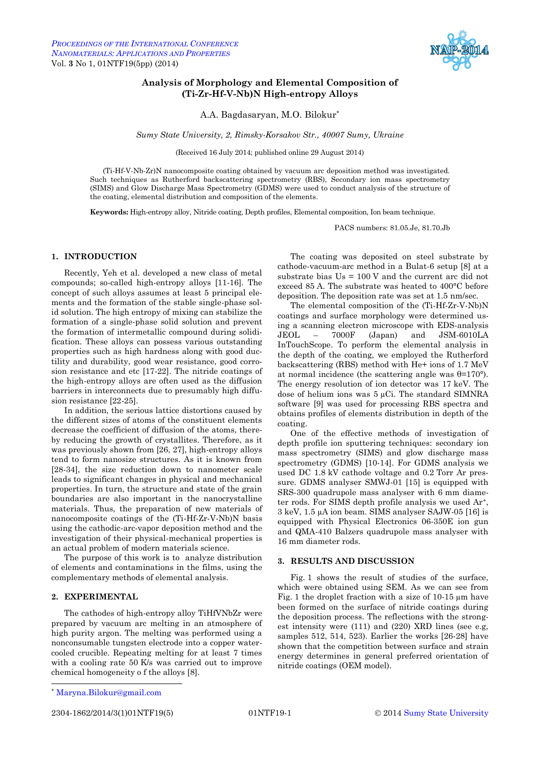# Analysis of Morphology and Elemental Composition of (Ti-Zr-Hf-V-Nb)N High-entropy Alloys

A.A. Bagdasaryan, M.O. Bilokur*

*Sumy State University, 2, Rimsky-Korsakov Str., 40007 Sumy, Ukraine*

(Received 16 July 2014; published online 29 August 2014)

(Ti-Hf-V-Nb-Zr)N nanocomposite coating obtained by vacuum arc deposition method was investigated. Such techniques as Rutherford backscattering spectrometry (RBS), Secondary ion mass spectrometry (SIMS) and Glow Discharge Mass Spectrometry (GDMS) were used to conduct analysis of the structure of the coating, elemental distribution and composition of the elements.

**Keywords:** High-entropy alloy, Nitride coating, Depth profiles, Elemental composition, Ion beam technique.

PACS numbers: 81.05.Je, 81.70.Jb

## 1. INTRODUCTION

Recently, Yeh et al. developed a new class of metal compounds; so-called high-entropy alloys [11-16]. The concept of such alloys assumes at least 5 principal elements and the formation of the stable single-phase solid solution. The high entropy of mixing can stabilize the formation of a single-phase solid solution and prevent the formation of intermetallic compound during solidification. These alloys can possess various outstanding properties such as high hardness along with good ductility and durability, good wear resistance, good corrosion resistance and etc [17-22]. The nitride coatings of the high-entropy alloys are often used as the diffusion barriers in interconnects due to presumably high diffusion resistance [22-25].

In addition, the serious lattice distortions caused by the different sizes of atoms of the constituent elements decrease the coefficient of diffusion of the atoms, thereby reducing the growth of crystallites. Therefore, as it was previously shown from [26, 27], high-entropy alloys tend to form nanosize structures. As it is known from [28-34], the size reduction down to nanometer scale leads to significant changes in physical and mechanical properties. In turn, the structure and state of the grain boundaries are also important in the nanocrystalline materials. Thus, the preparation of new materials of nanocomposite coatings of the (Ti-Hf-Zr-V-Nb)N basis using the cathodic-arc-vapor deposition method and the investigation of their physical-mechanical properties is an actual problem of modern materials science.

The purpose of this work is to analyze distribution of elements and contaminations in the films, using the complementary methods of elemental analysis.

## 2. EXPERIMENTAL

The cathodes of high-entropy alloy TiHfVNbZr were prepared by vacuum arc melting in an atmosphere of high purity argon. The melting was performed using a nonconsumable tungsten electrode into a copper water-cooled crucible. Repeating melting for at least 7 times with a cooling rate 50 K/s was carried out to improve chemical homogeneity o f the alloys [8].

The coating was deposited on steel substrate by cathode-vacuum-arc method in a Bulat-6 setup [8] at a substrate bias Us = 100 V and the current arc did not exceed 85 A. The substrate was heated to 400°C before deposition. The deposition rate was set at 1.5 nm/sec.

The elemental composition of the (Ti-Hf-Zr-V-Nb)N coatings and surface morphology were determined using a scanning electron microscope with EDS-analysis JEOL – 7000F (Japan) and JSM-6010LA InTouchScope. To perform the elemental analysis in the depth of the coating, we employed the Rutherford backscattering (RBS) method with He+ ions of 1.7 MeV at normal incidence (the scattering angle was θ=170°). The energy resolution of ion detector was 17 keV. The dose of helium ions was 5 μCi. The standard SIMNRA software [9] was used for processing RBS spectra and obtains profiles of elements distribution in depth of the coating.

One of the effective methods of investigation of depth profile ion sputtering techniques: secondary ion mass spectrometry (SIMS) and glow discharge mass spectrometry (GDMS) [10-14]. For GDMS analysis we used DC 1.8 kV cathode voltage and 0.2 Torr Ar pressure. GDMS analyser SMWJ-01 [15] is equipped with SRS-300 quadrupole mass analyser with 6 mm diameter rods. For SIMS depth profile analysis we used $Ar^+$, 3 keV, 1.5 μA ion beam. SIMS analyser SAJW-05 [16] is equipped with Physical Electronics 06-350E ion gun and QMA-410 Balzers quadrupole mass analyser with 16 mm diameter rods.

## 3. RESULTS AND DISCUSSION

Fig. 1 shows the result of studies of the surface, which were obtained using SEM. As we can see from Fig. 1 the droplet fraction with a size of 10-15 μm have been formed on the surface of nitride coatings during the deposition process. The reflections with the strongest intensity were (111) and (220) XRD lines (see e.g, samples 512, 514, 523). Earlier the works [26-28] have shown that the competition between surface and strain energy determines in general preferred orientation of nitride coatings (OEM model).

* Maryna.Bilokur@gmail.com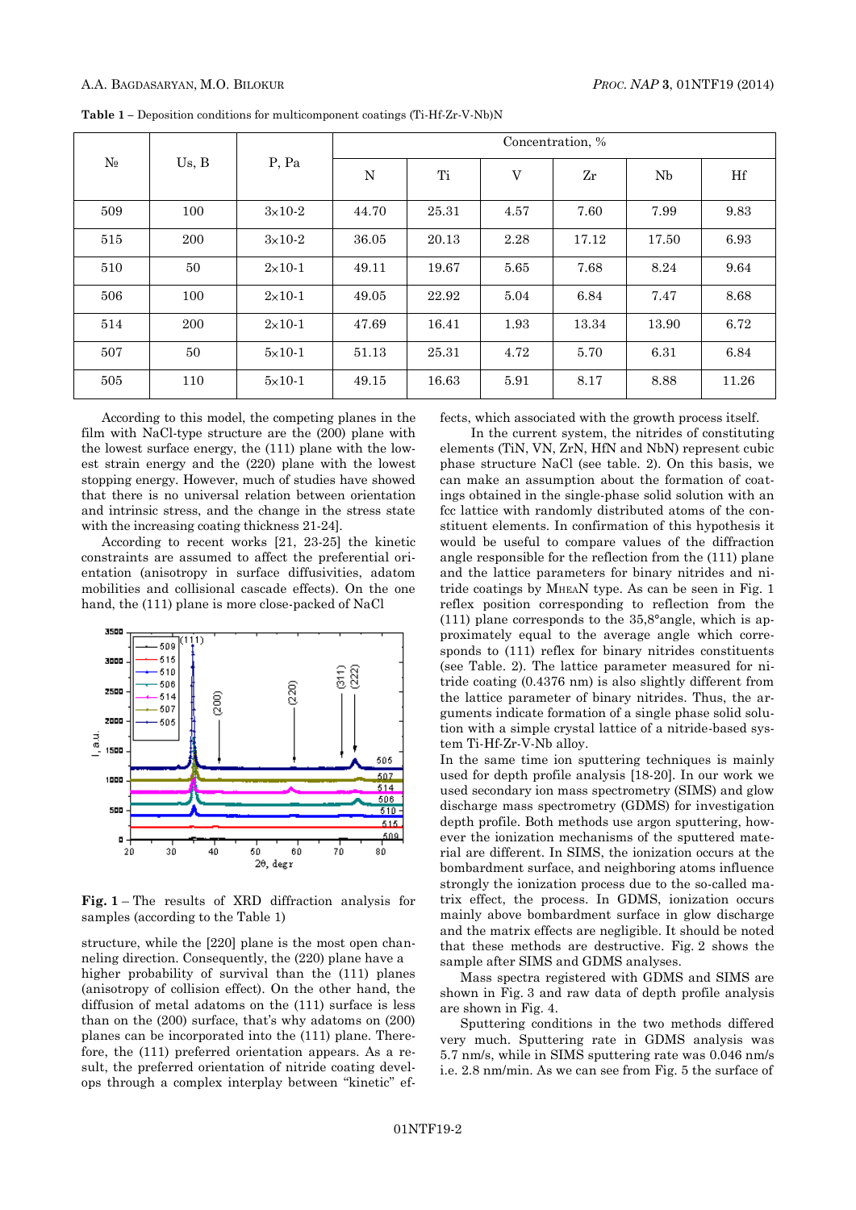**Table 1** – Deposition conditions for multicomponent coatings (Ti-Hf-Zr-V-Nb)N

| № | Us, B | P, Pa | Concentration, % | | | | | |
|---|---|---|---|---|---|---|---|---|
| | | | N | Ti | V | Zr | Nb | Hf |
| 509 | 100 | 3×10-2 | 44.70 | 25.31 | 4.57 | 7.60 | 7.99 | 9.83 |
| 515 | 200 | 3×10-2 | 36.05 | 20.13 | 2.28 | 17.12 | 17.50 | 6.93 |
| 510 | 50 | 2×10-1 | 49.11 | 19.67 | 5.65 | 7.68 | 8.24 | 9.64 |
| 506 | 100 | 2×10-1 | 49.05 | 22.92 | 5.04 | 6.84 | 7.47 | 8.68 |
| 514 | 200 | 2×10-1 | 47.69 | 16.41 | 1.93 | 13.34 | 13.90 | 6.72 |
| 507 | 50 | 5×10-1 | 51.13 | 25.31 | 4.72 | 5.70 | 6.31 | 6.84 |
| 505 | 110 | 5×10-1 | 49.15 | 16.63 | 5.91 | 8.17 | 8.88 | 11.26 |

According to this model, the competing planes in the film with NaCl-type structure are the (200) plane with the lowest surface energy, the (111) plane with the lowest strain energy and the (220) plane with the lowest stopping energy. However, much of studies have showed that there is no universal relation between orientation and intrinsic stress, and the change in the stress state with the increasing coating thickness 21-24].

According to recent works [21, 23-25] the kinetic constraints are assumed to affect the preferential orientation (anisotropy in surface diffusivities, adatom mobilities and collisional cascade effects). On the one hand, the (111) plane is more close-packed of NaCl structure, while the [220] plane is the most open channeling direction. Consequently, the (220) plane have a higher probability of survival than the (111) planes (anisotropy of collision effect). On the other hand, the diffusion of metal adatoms on the (111) surface is less than on the (200) surface, that's why adatoms on (200) planes can be incorporated into the (111) plane. Therefore, the (111) preferred orientation appears. As a result, the preferred orientation of nitride coating develops through a complex interplay between "kinetic" effects, which associated with the growth process itself.

**Fig. 1** – The results of XRD diffraction analysis for samples (according to the Table 1)

In the current system, the nitrides of constituting elements (TiN, VN, ZrN, HfN and NbN) represent cubic phase structure NaCl (see table. 2). On this basis, we can make an assumption about the formation of coatings obtained in the single-phase solid solution with an fcc lattice with randomly distributed atoms of the constituent elements. In confirmation of this hypothesis it would be useful to compare values of the diffraction angle responsible for the reflection from the (111) plane and the lattice parameters for binary nitrides and nitride coatings by MHEAN type. As can be seen in Fig. 1 reflex position corresponding to reflection from the (111) plane corresponds to the 35,8°angle, which is approximately equal to the average angle which corresponds to (111) reflex for binary nitrides constituents (see Table. 2). The lattice parameter measured for nitride coating (0.4376 nm) is also slightly different from the lattice parameter of binary nitrides. Thus, the arguments indicate formation of a single phase solid solution with a simple crystal lattice of a nitride-based system Ti-Hf-Zr-V-Nb alloy.

In the same time ion sputtering techniques is mainly used for depth profile analysis [18-20]. In our work we used secondary ion mass spectrometry (SIMS) and glow discharge mass spectrometry (GDMS) for investigation depth profile. Both methods use argon sputtering, however the ionization mechanisms of the sputtered material are different. In SIMS, the ionization occurs at the bombardment surface, and neighboring atoms influence strongly the ionization process due to the so-called matrix effect, the process. In GDMS, ionization occurs mainly above bombardment surface in glow discharge and the matrix effects are negligible. It should be noted that these methods are destructive. Fig. 2 shows the sample after SIMS and GDMS analyses.

Mass spectra registered with GDMS and SIMS are shown in Fig. 3 and raw data of depth profile analysis are shown in Fig. 4.

Sputtering conditions in the two methods differed very much. Sputtering rate in GDMS analysis was 5.7 nm/s, while in SIMS sputtering rate was 0.046 nm/s i.e. 2.8 nm/min. As we can see from Fig. 5 the surface of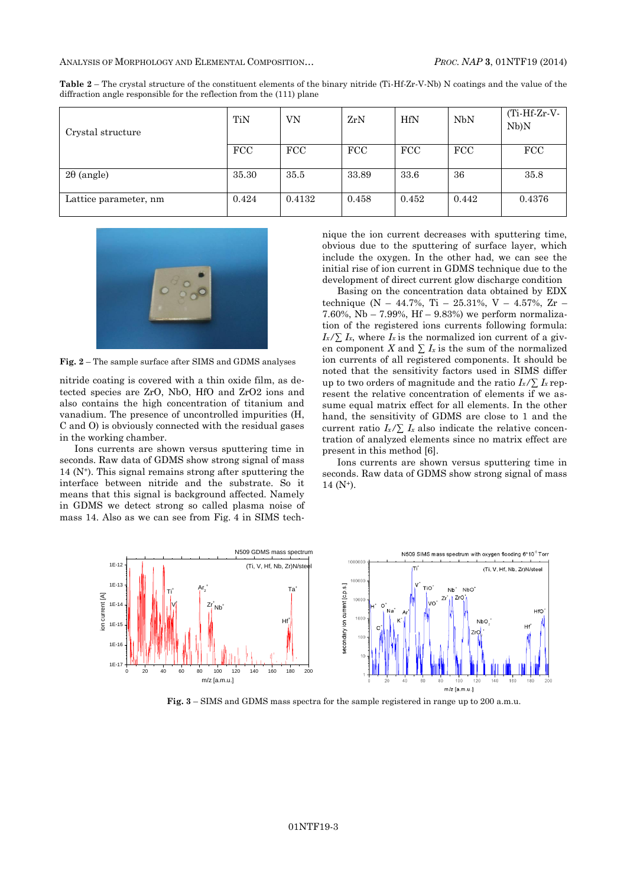**Table 2** – The crystal structure of the constituent elements of the binary nitride (Ti-Hf-Zr-V-Nb) N coatings and the value of the diffraction angle responsible for the reflection from the (111) plane

| Crystal structure | TiN | VN | ZrN | HfN | NbN | (Ti-Hf-Zr-V-Nb)N |
|---|---|---|---|---|---|---|
| | FCC | FCC | FCC | FCC | FCC | FCC |
| 2θ (angle) | 35.30 | 35.5 | 33.89 | 33.6 | 36 | 35.8 |
| Lattice parameter, nm | 0.424 | 0.4132 | 0.458 | 0.452 | 0.442 | 0.4376 |

**Fig. 2** – The sample surface after SIMS and GDMS analyses

nitride coating is covered with a thin oxide film, as detected species are ZrO, NbO, HfO and ZrO2 ions and also contains the high concentration of titanium and vanadium. The presence of uncontrolled impurities (H, C and O) is obviously connected with the residual gases in the working chamber.

Ions currents are shown versus sputtering time in seconds. Raw data of GDMS show strong signal of mass 14 ($N^+$). This signal remains strong after sputtering the interface between nitride and the substrate. So it means that this signal is background affected. Namely in GDMS we detect strong so called plasma noise of mass 14. Also as we can see from Fig. 4 in SIMS technique the ion current decreases with sputtering time, obvious due to the sputtering of surface layer, which include the oxygen. In the other had, we can see the initial rise of ion current in GDMS technique due to the development of direct current glow discharge condition

Basing on the concentration data obtained by EDX technique (N – 44.7%, Ti – 25.31%, V – 4.57%, Zr – 7.60%, Nb – 7.99%, Hf – 9.83%) we perform normalization of the registered ions currents following formula: $I_x/\sum I_x$, where $I_x$ is the normalized ion current of a given component $X$ and $\sum I_x$ is the sum of the normalized ion currents of all registered components. It should be noted that the sensitivity factors used in SIMS differ up to two orders of magnitude and the ratio $I_x/\sum I_x$ represent the relative concentration of elements if we assume equal matrix effect for all elements. In the other hand, the sensitivity of GDMS are close to 1 and the current ratio $I_x/\sum I_x$ also indicate the relative concentration of analyzed elements since no matrix effect are present in this method [6].

Ions currents are shown versus sputtering time in seconds. Raw data of GDMS show strong signal of mass 14 ($N^+$).

**Fig. 3** – SIMS and GDMS mass spectra for the sample registered in range up to 200 a.m.u.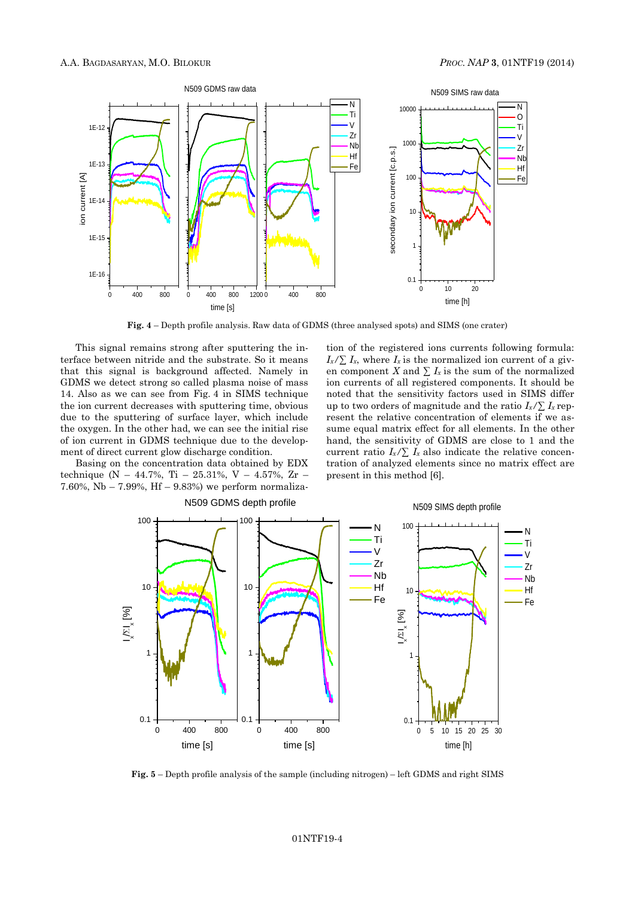**Fig. 4** – Depth profile analysis. Raw data of GDMS (three analysed spots) and SIMS (one crater)

This signal remains strong after sputtering the interface between nitride and the substrate. So it means that this signal is background affected. Namely in GDMS we detect strong so called plasma noise of mass 14. Also as we can see from Fig. 4 in SIMS technique the ion current decreases with sputtering time, obvious due to the sputtering of surface layer, which include the oxygen. In the other had, we can see the initial rise of ion current in GDMS technique due to the development of direct current glow discharge condition.

Basing on the concentration data obtained by EDX technique (N – 44.7%, Ti – 25.31%, V – 4.57%, Zr – 7.60%, Nb – 7.99%, Hf – 9.83%) we perform normalization of the registered ions currents following formula: $I_x/\sum I_x$, where $I_x$ is the normalized ion current of a given component $X$ and $\sum I_x$ is the sum of the normalized ion currents of all registered components. It should be noted that the sensitivity factors used in SIMS differ up to two orders of magnitude and the ratio $I_x/\sum I_x$ represent the relative concentration of elements if we assume equal matrix effect for all elements. In the other hand, the sensitivity of GDMS are close to 1 and the current ratio $I_x/\sum I_x$ also indicate the relative concentration of analyzed elements since no matrix effect are present in this method [6].

**Fig. 5** – Depth profile analysis of the sample (including nitrogen) – left GDMS and right SIMS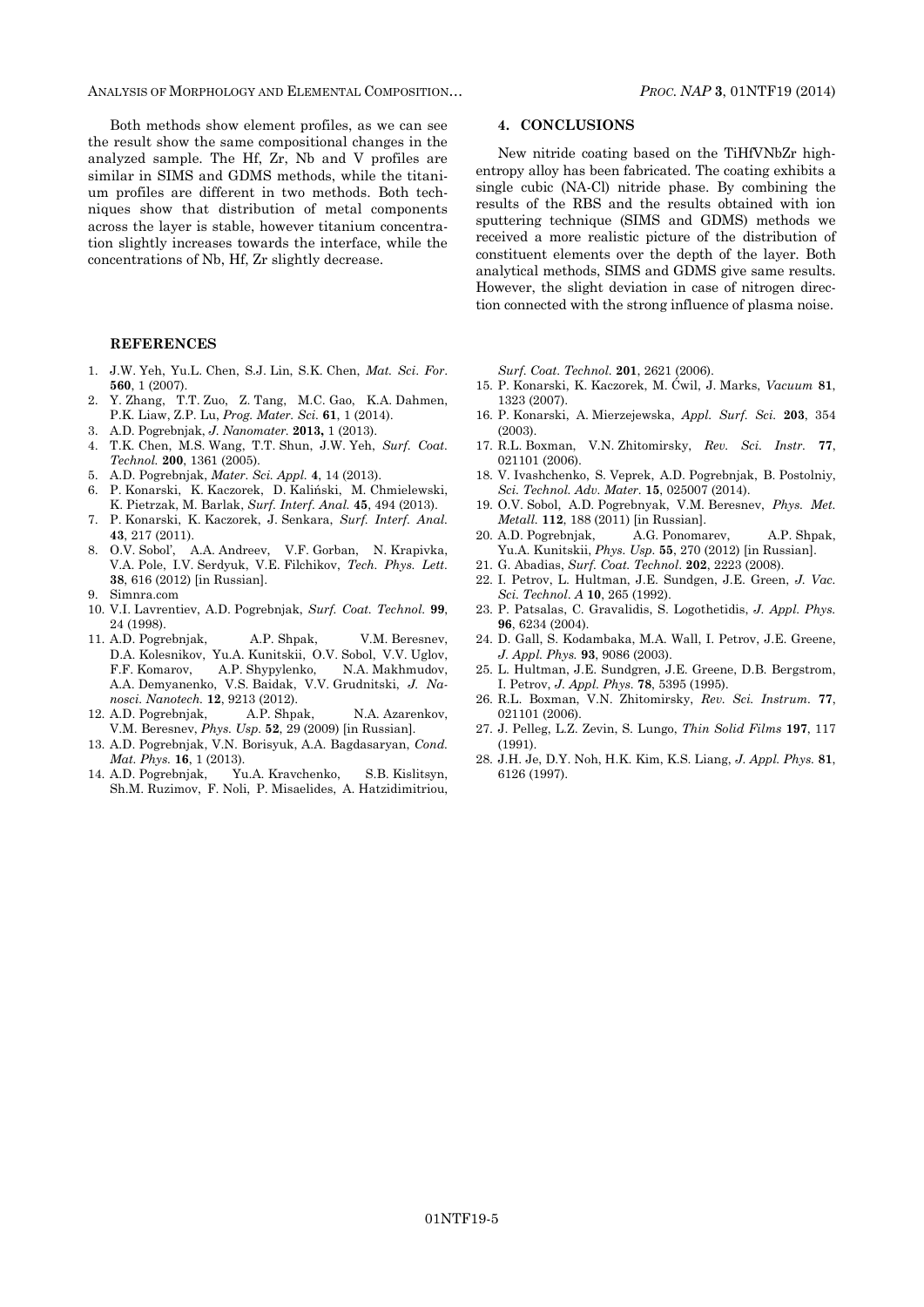Both methods show element profiles, as we can see the result show the same compositional changes in the analyzed sample. The Hf, Zr, Nb and V profiles are similar in SIMS and GDMS methods, while the titanium profiles are different in two methods. Both techniques show that distribution of metal components across the layer is stable, however titanium concentration slightly increases towards the interface, while the concentrations of Nb, Hf, Zr slightly decrease.

## 4. CONCLUSIONS

New nitride coating based on the TiHfVNbZr high-entropy alloy has been fabricated. The coating exhibits a single cubic (NA-Cl) nitride phase. By combining the results of the RBS and the results obtained with ion sputtering technique (SIMS and GDMS) methods we received a more realistic picture of the distribution of constituent elements over the depth of the layer. Both analytical methods, SIMS and GDMS give same results. However, the slight deviation in case of nitrogen direction connected with the strong influence of plasma noise.

## REFERENCES

1. J.W. Yeh, Yu.L. Chen, S.J. Lin, S.K. Chen, *Mat. Sci. For.* **560**, 1 (2007).
2. Y. Zhang, T.T. Zuo, Z. Tang, M.C. Gao, K.A. Dahmen, P.K. Liaw, Z.P. Lu, *Prog. Mater. Sci.* **61**, 1 (2014).
3. A.D. Pogrebnjak, *J. Nanomater.* **2013,** 1 (2013).
4. T.K. Chen, M.S. Wang, T.T. Shun, J.W. Yeh, *Surf. Coat. Technol.* **200**, 1361 (2005).
5. A.D. Pogrebnjak, *Mater. Sci. Appl.* **4**, 14 (2013).
6. P. Konarski, K. Kaczorek, D. Kaliński, M. Chmielewski, K. Pietrzak, M. Barlak, *Surf. Interf. Anal.* **45**, 494 (2013).
7. P. Konarski, K. Kaczorek, J. Senkara, *Surf. Interf. Anal.* **43**, 217 (2011).
8. O.V. Sobol', A.A. Andreev, V.F. Gorban, N. Krapivka, V.A. Pole, I.V. Serdyuk, V.E. Filchikov, *Tech. Phys. Lett.* **38**, 616 (2012) [in Russian].
9. Simnra.com
10. V.I. Lavrentiev, A.D. Pogrebnjak, *Surf. Coat. Technol.* **99**, 24 (1998).
11. A.D. Pogrebnjak, A.P. Shpak, V.M. Beresnev, D.A. Kolesnikov, Yu.A. Kunitskii, O.V. Sobol, V.V. Uglov, F.F. Komarov, A.P. Shypylenko, N.A. Makhmudov, A.A. Demyanenko, V.S. Baidak, V.V. Grudnitski, *J. Nanosci. Nanotech.* **12**, 9213 (2012).
12. A.D. Pogrebnjak, A.P. Shpak, N.A. Azarenkov, V.M. Beresnev, *Phys. Usp.* **52**, 29 (2009) [in Russian].
13. A.D. Pogrebnjak, V.N. Borisyuk, A.A. Bagdasaryan, *Cond. Mat. Phys.* **16**, 1 (2013).
14. A.D. Pogrebnjak, Yu.A. Kravchenko, S.B. Kislitsyn, Sh.M. Ruzimov, F. Noli, P. Misaelides, A. Hatzidimitriou, *Surf. Coat. Technol.* **201**, 2621 (2006).
15. P. Konarski, K. Kaczorek, M. Ćwil, J. Marks, *Vacuum* **81**, 1323 (2007).
16. P. Konarski, A. Mierzejewska, *Appl. Surf. Sci.* **203**, 354 (2003).
17. R.L. Boxman, V.N. Zhitomirsky, *Rev. Sci. Instr.* **77**, 021101 (2006).
18. V. Ivashchenko, S. Veprek, A.D. Pogrebnjak, B. Postolniy, *Sci. Technol. Adv. Mater.* **15**, 025007 (2014).
19. O.V. Sobol, A.D. Pogrebnyak, V.M. Beresnev, *Phys. Met. Metall.* **112**, 188 (2011) [in Russian].
20. A.D. Pogrebnjak, A.G. Ponomarev, A.P. Shpak, Yu.A. Kunitskii, *Phys. Usp.* **55**, 270 (2012) [in Russian].
21. G. Abadias, *Surf. Coat. Technol.* **202**, 2223 (2008).
22. I. Petrov, L. Hultman, J.E. Sundgen, J.E. Green, *J. Vac. Sci. Technol. A* **10**, 265 (1992).
23. P. Patsalas, C. Gravalidis, S. Logothetidis, *J. Appl. Phys.* **96**, 6234 (2004).
24. D. Gall, S. Kodambaka, M.A. Wall, I. Petrov, J.E. Greene, *J. Appl. Phys.* **93**, 9086 (2003).
25. L. Hultman, J.E. Sundgren, J.E. Greene, D.B. Bergstrom, I. Petrov, *J. Appl. Phys.* **78**, 5395 (1995).
26. R.L. Boxman, V.N. Zhitomirsky, *Rev. Sci. Instrum.* **77**, 021101 (2006).
27. J. Pelleg, L.Z. Zevin, S. Lungo, *Thin Solid Films* **197**, 117 (1991).
28. J.H. Je, D.Y. Noh, H.K. Kim, K.S. Liang, *J. Appl. Phys.* **81**, 6126 (1997).